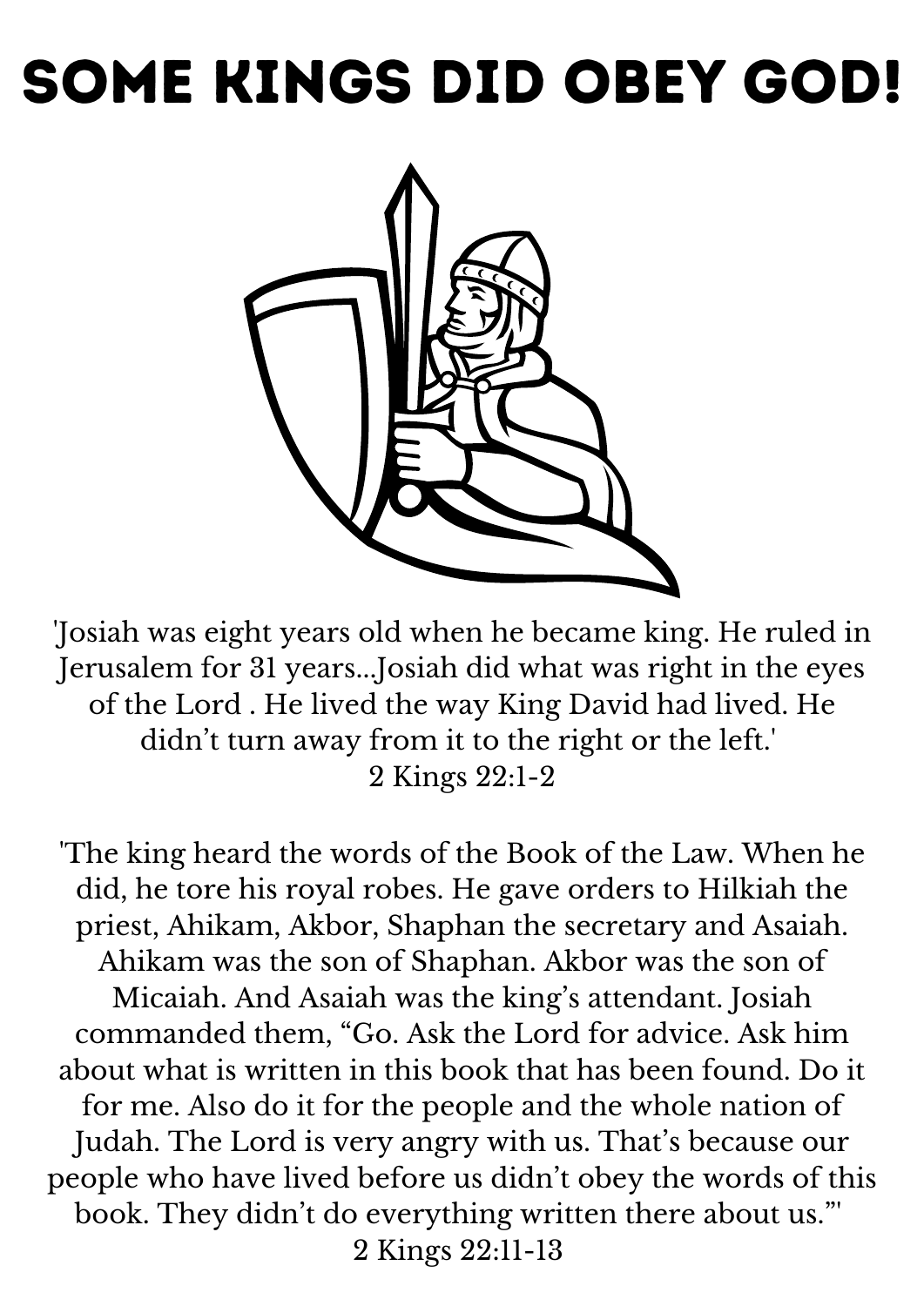# SOME KINGS DID OBEY GOD!

'Josiah was eight years old when he became king. He ruled in Jerusalem for 31 years...Josiah did what was right in the eyes of the Lord . He lived the way King David had lived. He didn't turn away from it to the right or the left.'
2 Kings 22:1-2

'The king heard the words of the Book of the Law. When he did, he tore his royal robes. He gave orders to Hilkiah the priest, Ahikam, Akbor, Shaphan the secretary and Asaiah. Ahikam was the son of Shaphan. Akbor was the son of Micaiah. And Asaiah was the king's attendant. Josiah commanded them, "Go. Ask the Lord for advice. Ask him about what is written in this book that has been found. Do it for me. Also do it for the people and the whole nation of Judah. The Lord is very angry with us. That's because our people who have lived before us didn't obey the words of this book. They didn't do everything written there about us."'
2 Kings 22:11-13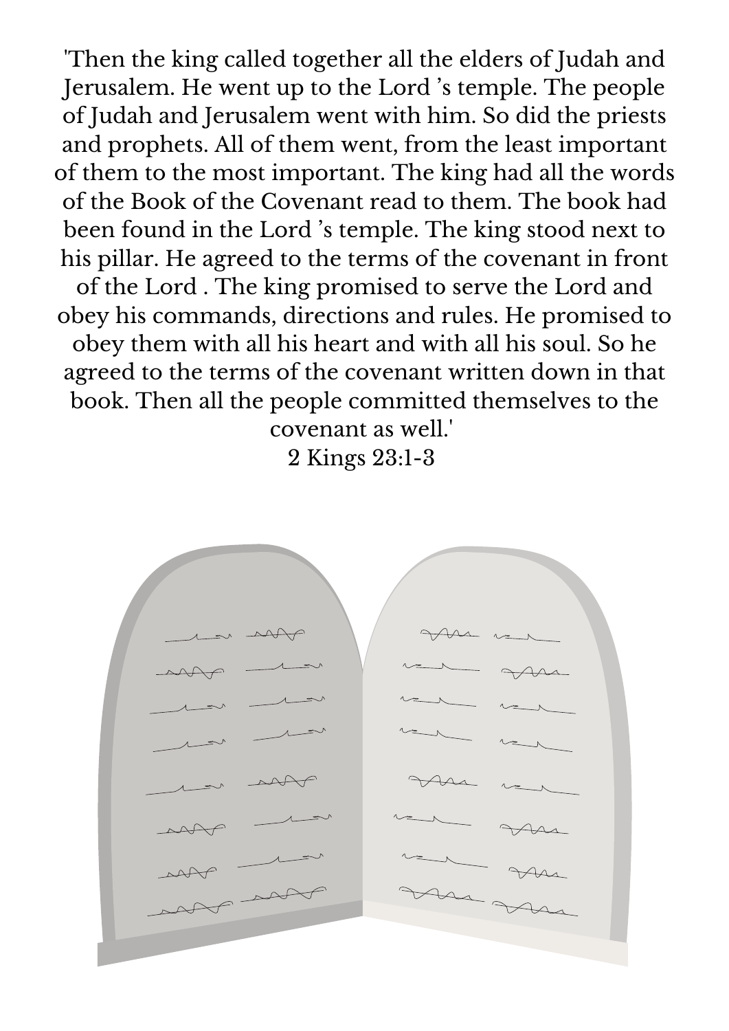'Then the king called together all the elders of Judah and Jerusalem. He went up to the Lord 's temple. The people of Judah and Jerusalem went with him. So did the priests and prophets. All of them went, from the least important of them to the most important. The king had all the words of the Book of the Covenant read to them. The book had been found in the Lord 's temple. The king stood next to his pillar. He agreed to the terms of the covenant in front of the Lord . The king promised to serve the Lord and obey his commands, directions and rules. He promised to obey them with all his heart and with all his soul. So he agreed to the terms of the covenant written down in that book. Then all the people committed themselves to the covenant as well.'

2 Kings 23:1-3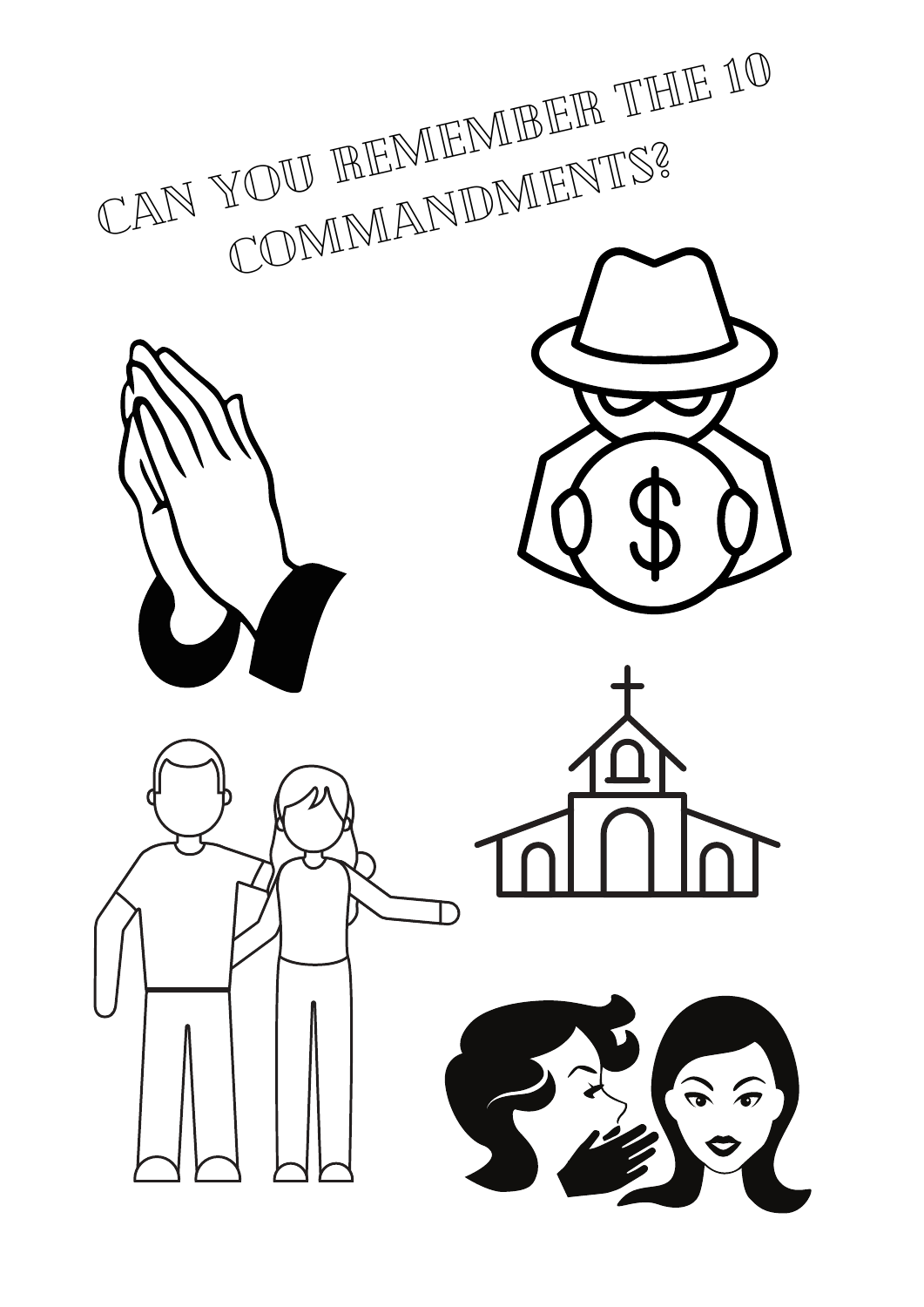# CAN YOU REMEMBER THE 10 COMMANDMENTS?